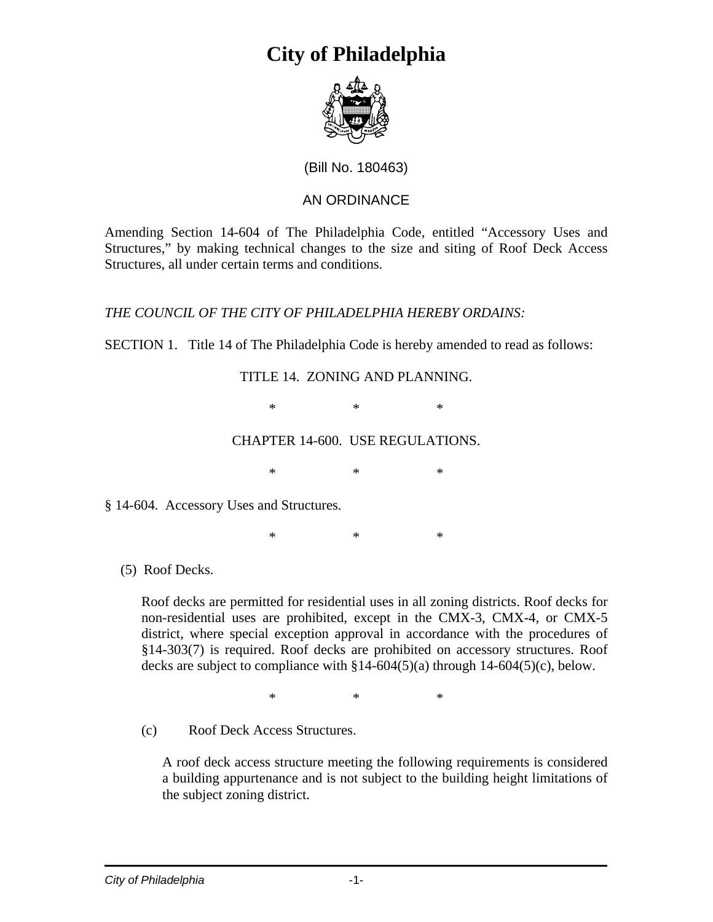# City of Philadelphia

(Bill No. 180463)

AN ORDINANCE

Amending Section 14-604 of The Philadelphia Code, entitled "Accessory Uses and Structures," by making technical changes to the size and siting of Roof Deck Access Structures, all under certain terms and conditions.

*THE COUNCIL OF THE CITY OF PHILADELPHIA HEREBY ORDAINS:*

SECTION 1. Title 14 of The Philadelphia Code is hereby amended to read as follows:

TITLE 14. ZONING AND PLANNING.

\* \* \*

CHAPTER 14-600. USE REGULATIONS.

\* \* \*

§ 14-604. Accessory Uses and Structures.

\* \* \*

(5) Roof Decks.

Roof decks are permitted for residential uses in all zoning districts. Roof decks for non-residential uses are prohibited, except in the CMX-3, CMX-4, or CMX-5 district, where special exception approval in accordance with the procedures of §14-303(7) is required. Roof decks are prohibited on accessory structures. Roof decks are subject to compliance with §14-604(5)(a) through 14-604(5)(c), below.

\* \* \*

(c) Roof Deck Access Structures.

A roof deck access structure meeting the following requirements is considered a building appurtenance and is not subject to the building height limitations of the subject zoning district.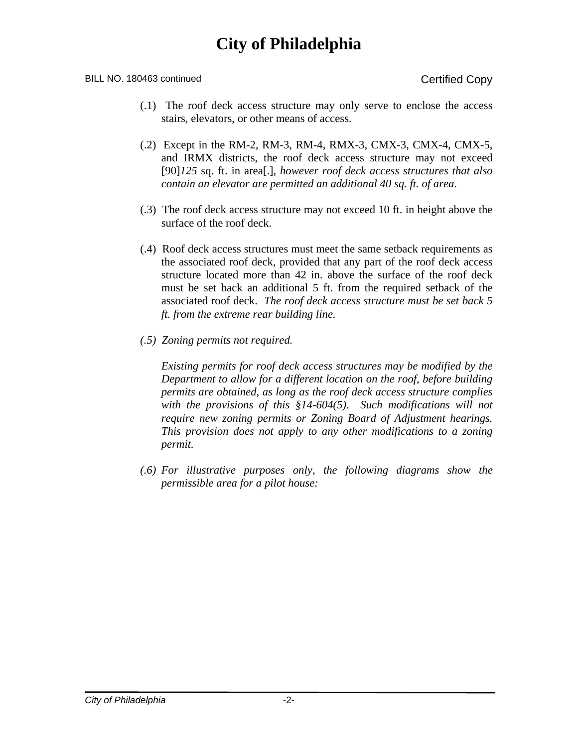(.1) The roof deck access structure may only serve to enclose the access stairs, elevators, or other means of access.

(.2) Except in the RM-2, RM-3, RM-4, RMX-3, CMX-3, CMX-4, CMX-5, and IRMX districts, the roof deck access structure may not exceed [90]*125* sq. ft. in area[.], *however roof deck access structures that also contain an elevator are permitted an additional 40 sq. ft. of area*.

(.3) The roof deck access structure may not exceed 10 ft. in height above the surface of the roof deck.

(.4) Roof deck access structures must meet the same setback requirements as the associated roof deck, provided that any part of the roof deck access structure located more than 42 in. above the surface of the roof deck must be set back an additional 5 ft. from the required setback of the associated roof deck. *The roof deck access structure must be set back 5 ft. from the extreme rear building line.*

*(.5) Zoning permits not required.*

*Existing permits for roof deck access structures may be modified by the Department to allow for a different location on the roof, before building permits are obtained, as long as the roof deck access structure complies with the provisions of this §14-604(5). Such modifications will not require new zoning permits or Zoning Board of Adjustment hearings. This provision does not apply to any other modifications to a zoning permit.*

*(.6) For illustrative purposes only, the following diagrams show the permissible area for a pilot house:*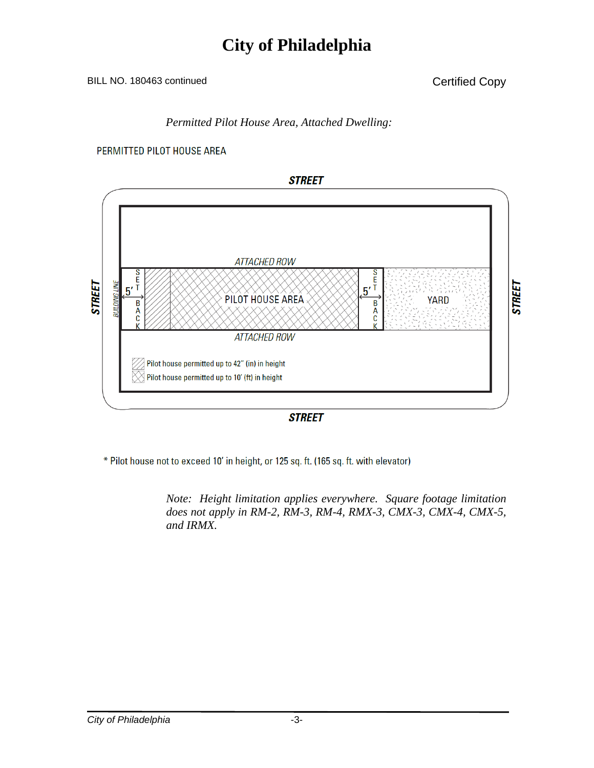BILL NO. 180463 continued

Certified Copy

*Permitted Pilot House Area, Attached Dwelling:*

PERMITTED PILOT HOUSE AREA

STREET

ATTACHED ROW

STREET

BUILDING LINE

5′ SETBACK

PILOT HOUSE AREA

5′ SETBACK

YARD

STREET

ATTACHED ROW

Pilot house permitted up to 42" (in) in height

Pilot house permitted up to 10′ (ft) in height

STREET

* Pilot house not to exceed 10′ in height, or 125 sq. ft. (165 sq. ft. with elevator)

*Note: Height limitation applies everywhere. Square footage limitation does not apply in RM-2, RM-3, RM-4, RMX-3, CMX-3, CMX-4, CMX-5, and IRMX.*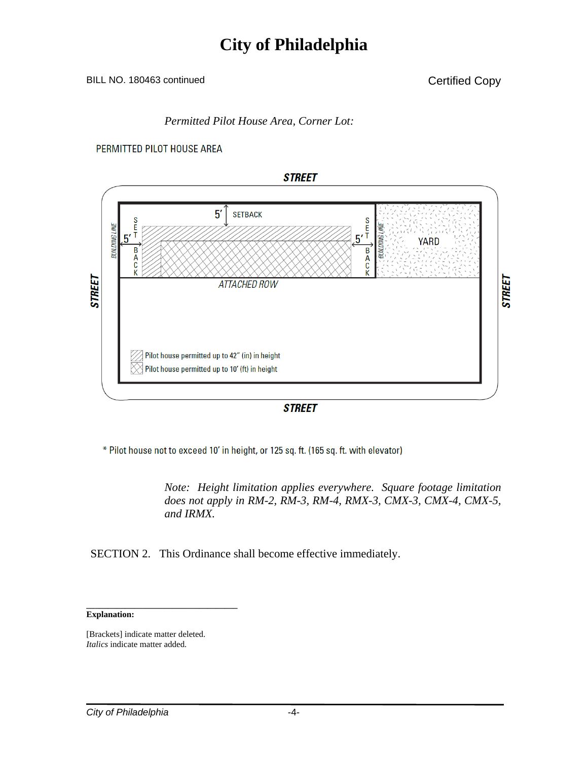*Permitted Pilot House Area, Corner Lot:*

PERMITTED PILOT HOUSE AREA

STREET

5′ SETBACK

5′ SETBACK

5′ SETBACK

BUILDING LINE

BUILDING LINE

YARD

ATTACHED ROW

STREET

STREET

Pilot house permitted up to 42″ (in) in height

Pilot house permitted up to 10′ (ft) in height

STREET

* Pilot house not to exceed 10′ in height, or 125 sq. ft. (165 sq. ft. with elevator)

*Note: Height limitation applies everywhere. Square footage limitation does not apply in RM-2, RM-3, RM-4, RMX-3, CMX-3, CMX-4, CMX-5, and IRMX.*

SECTION 2. This Ordinance shall become effective immediately.

---

**Explanation:**

[Brackets] indicate matter deleted.
*Italics* indicate matter added.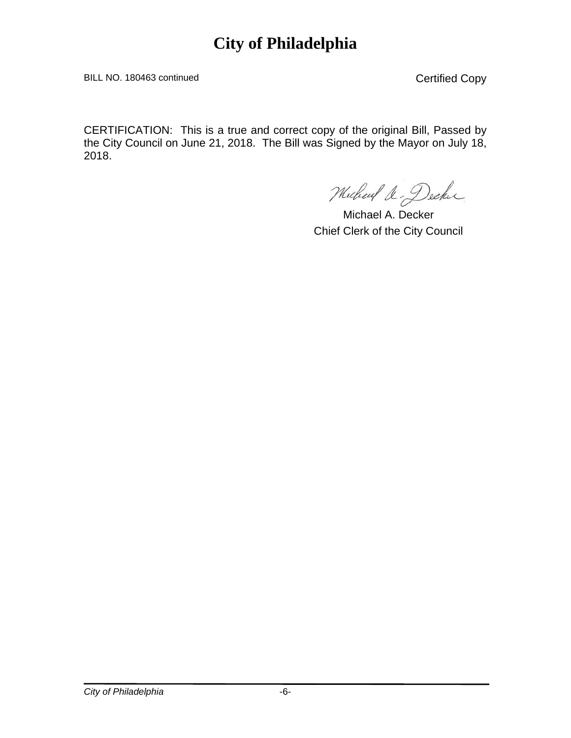BILL NO. 180463 continued

Certified Copy

CERTIFICATION: This is a true and correct copy of the original Bill, Passed by the City Council on June 21, 2018. The Bill was Signed by the Mayor on July 18, 2018.

Michael A. Decker
Chief Clerk of the City Council